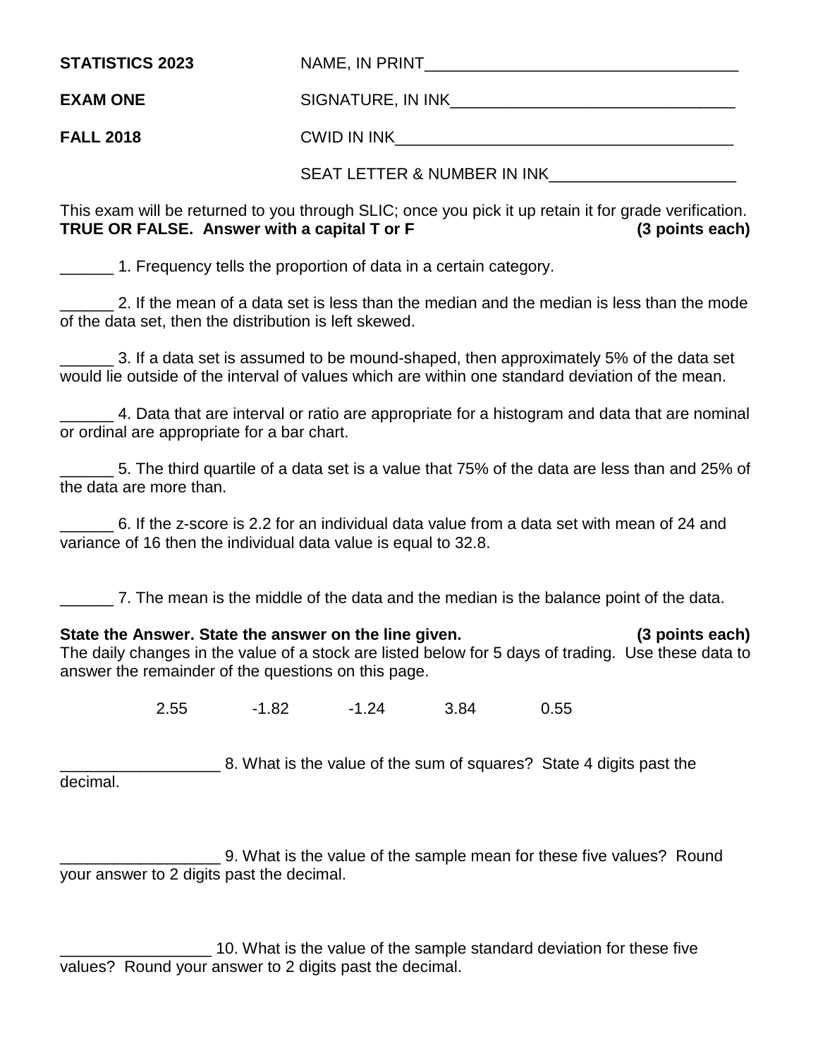**STATISTICS 2023** NAME, IN PRINT___________________________________

**EXAM ONE** SIGNATURE, IN INK________________________________

**FALL 2018** CWID IN INK______________________________________

SEAT LETTER & NUMBER IN INK_____________________

This exam will be returned to you through SLIC; once you pick it up retain it for grade verification.
**TRUE OR FALSE. Answer with a capital T or F** **(3 points each)**

______ 1. Frequency tells the proportion of data in a certain category.

______ 2. If the mean of a data set is less than the median and the median is less than the mode of the data set, then the distribution is left skewed.

______ 3. If a data set is assumed to be mound-shaped, then approximately 5% of the data set would lie outside of the interval of values which are within one standard deviation of the mean.

______ 4. Data that are interval or ratio are appropriate for a histogram and data that are nominal or ordinal are appropriate for a bar chart.

______ 5. The third quartile of a data set is a value that 75% of the data are less than and 25% of the data are more than.

______ 6. If the z-score is 2.2 for an individual data value from a data set with mean of 24 and variance of 16 then the individual data value is equal to 32.8.

______ 7. The mean is the middle of the data and the median is the balance point of the data.

**State the Answer. State the answer on the line given.** **(3 points each)**
The daily changes in the value of a stock are listed below for 5 days of trading. Use these data to answer the remainder of the questions on this page.

2.55 -1.82 -1.24 3.84 0.55

__________________ 8. What is the value of the sum of squares? State 4 digits past the decimal.

__________________ 9. What is the value of the sample mean for these five values? Round your answer to 2 digits past the decimal.

_________________ 10. What is the value of the sample standard deviation for these five values? Round your answer to 2 digits past the decimal.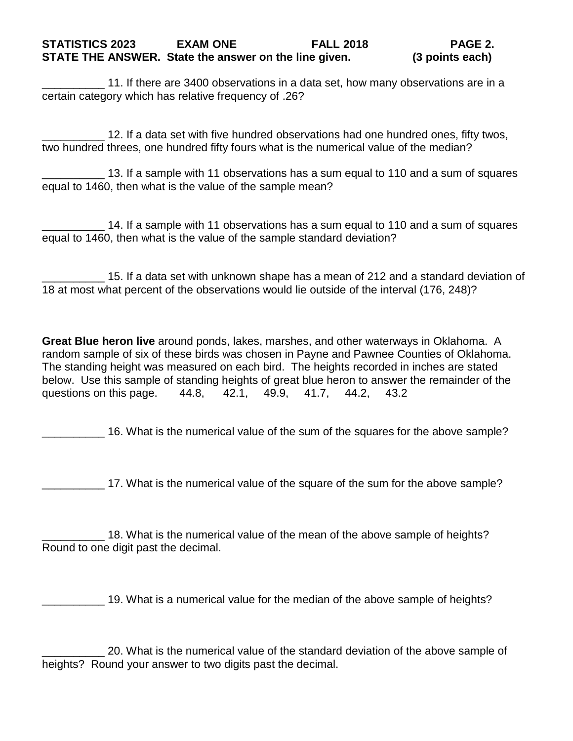**STATISTICS 2023 EXAM ONE FALL 2018 PAGE 2.**

**STATE THE ANSWER. State the answer on the line given. (3 points each)**

__________ 11. If there are 3400 observations in a data set, how many observations are in a certain category which has relative frequency of .26?

__________ 12. If a data set with five hundred observations had one hundred ones, fifty twos, two hundred threes, one hundred fifty fours what is the numerical value of the median?

__________ 13. If a sample with 11 observations has a sum equal to 110 and a sum of squares equal to 1460, then what is the value of the sample mean?

__________ 14. If a sample with 11 observations has a sum equal to 110 and a sum of squares equal to 1460, then what is the value of the sample standard deviation?

__________ 15. If a data set with unknown shape has a mean of 212 and a standard deviation of 18 at most what percent of the observations would lie outside of the interval (176, 248)?

**Great Blue heron live** around ponds, lakes, marshes, and other waterways in Oklahoma. A random sample of six of these birds was chosen in Payne and Pawnee Counties of Oklahoma. The standing height was measured on each bird. The heights recorded in inches are stated below. Use this sample of standing heights of great blue heron to answer the remainder of the questions on this page. 44.8, 42.1, 49.9, 41.7, 44.2, 43.2

__________ 16. What is the numerical value of the sum of the squares for the above sample?

__________ 17. What is the numerical value of the square of the sum for the above sample?

__________ 18. What is the numerical value of the mean of the above sample of heights? Round to one digit past the decimal.

__________ 19. What is a numerical value for the median of the above sample of heights?

__________ 20. What is the numerical value of the standard deviation of the above sample of heights? Round your answer to two digits past the decimal.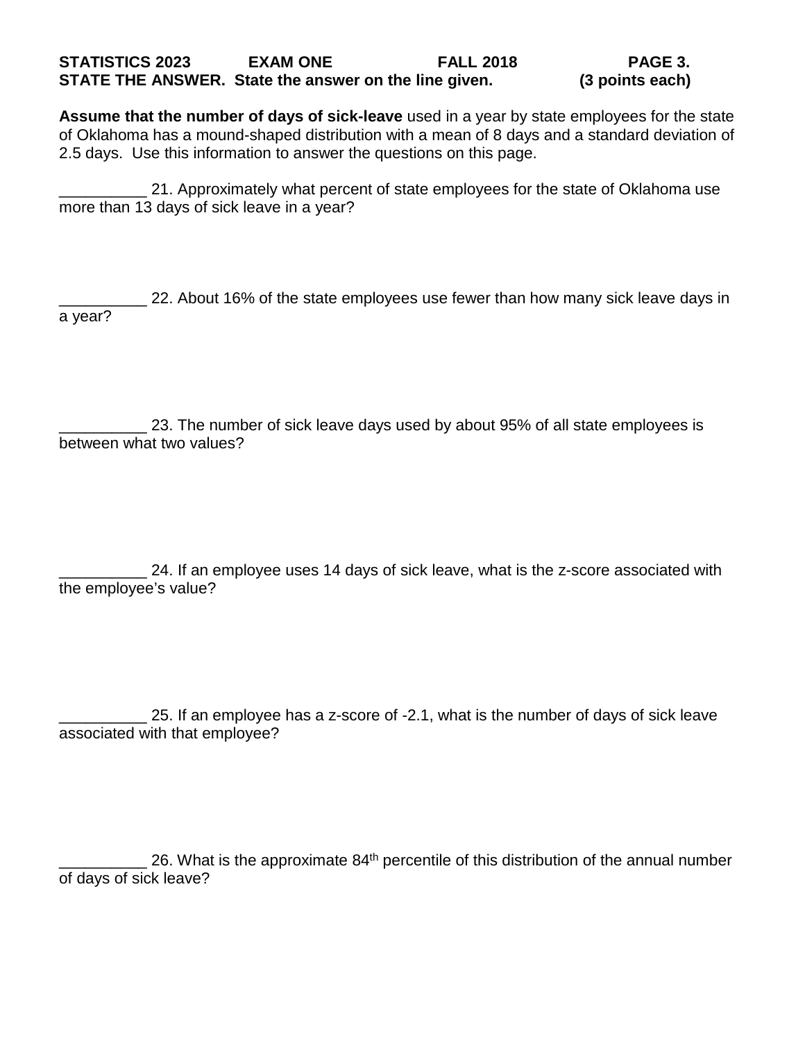**STATISTICS 2023 EXAM ONE FALL 2018 PAGE 3.**
**STATE THE ANSWER. State the answer on the line given. (3 points each)**

**Assume that the number of days of sick-leave** used in a year by state employees for the state of Oklahoma has a mound-shaped distribution with a mean of 8 days and a standard deviation of 2.5 days. Use this information to answer the questions on this page.

__________ 21. Approximately what percent of state employees for the state of Oklahoma use more than 13 days of sick leave in a year?

__________ 22. About 16% of the state employees use fewer than how many sick leave days in a year?

__________ 23. The number of sick leave days used by about 95% of all state employees is between what two values?

__________ 24. If an employee uses 14 days of sick leave, what is the z-score associated with the employee's value?

__________ 25. If an employee has a z-score of -2.1, what is the number of days of sick leave associated with that employee?

__________ 26. What is the approximate 84$^{th}$ percentile of this distribution of the annual number of days of sick leave?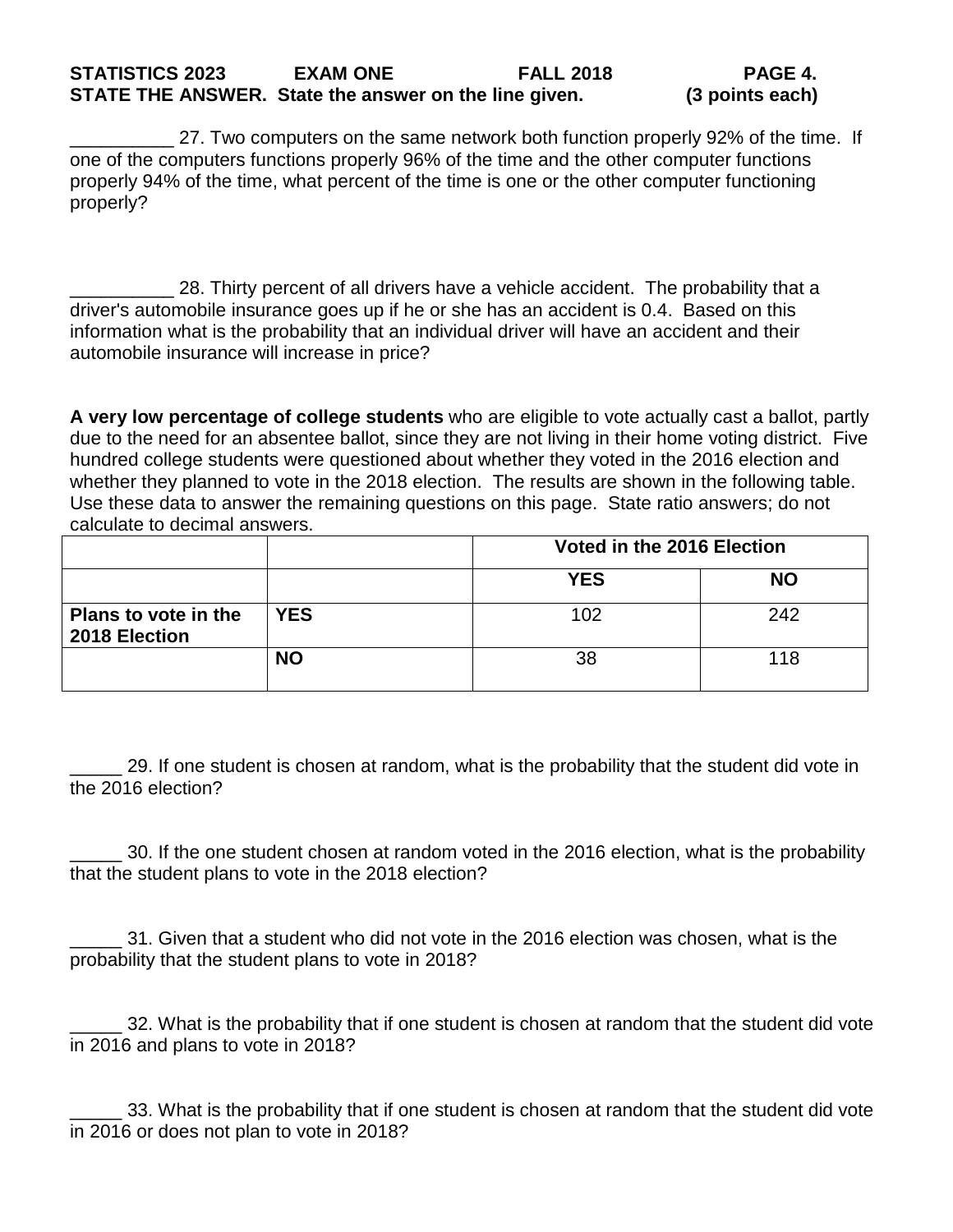**STATISTICS 2023 EXAM ONE FALL 2018 PAGE 4.**
**STATE THE ANSWER. State the answer on the line given. (3 points each)**

__________ 27. Two computers on the same network both function properly 92% of the time. If one of the computers functions properly 96% of the time and the other computer functions properly 94% of the time, what percent of the time is one or the other computer functioning properly?

__________ 28. Thirty percent of all drivers have a vehicle accident. The probability that a driver's automobile insurance goes up if he or she has an accident is 0.4. Based on this information what is the probability that an individual driver will have an accident and their automobile insurance will increase in price?

**A very low percentage of college students** who are eligible to vote actually cast a ballot, partly due to the need for an absentee ballot, since they are not living in their home voting district. Five hundred college students were questioned about whether they voted in the 2016 election and whether they planned to vote in the 2018 election. The results are shown in the following table. Use these data to answer the remaining questions on this page. State ratio answers; do not calculate to decimal answers.

| | | **Voted in the 2016 Election** | |
|---|---|---|---|
| | | **YES** | **NO** |
| **Plans to vote in the 2018 Election** | **YES** | 102 | 242 |
| | **NO** | 38 | 118 |

_____ 29. If one student is chosen at random, what is the probability that the student did vote in the 2016 election?

_____ 30. If the one student chosen at random voted in the 2016 election, what is the probability that the student plans to vote in the 2018 election?

_____ 31. Given that a student who did not vote in the 2016 election was chosen, what is the probability that the student plans to vote in 2018?

_____ 32. What is the probability that if one student is chosen at random that the student did vote in 2016 and plans to vote in 2018?

_____ 33. What is the probability that if one student is chosen at random that the student did vote in 2016 or does not plan to vote in 2018?